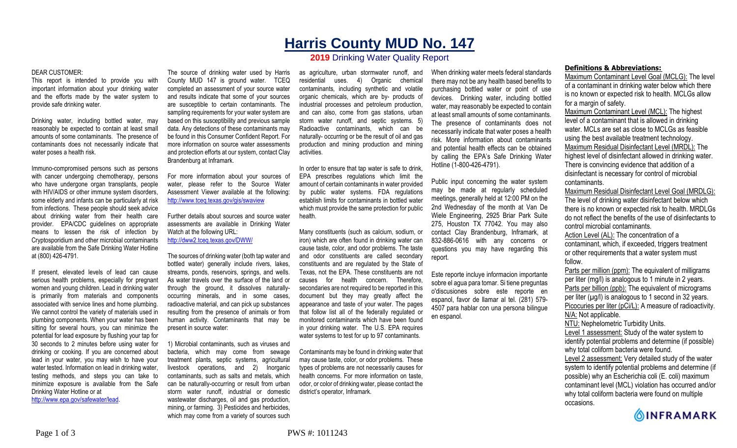# Harris County MUD No. 147

## 2019 Drinking Water Quality Report

DEAR CUSTOMER:

This report is intended to provide you with important information about your drinking water and the efforts made by the water system to provide safe drinking water.

Drinking water, including bottled water, may reasonably be expected to contain at least small amounts of some contaminants. The presence of contaminants does not necessarily indicate that water poses a health risk.

Immuno-compromised persons such as persons with cancer undergoing chemotherapy, persons who have undergone organ transplants, people with HIV/AIDS or other immune system disorders, some elderly and infants can be particularly at risk from infections. These people should seek advice about drinking water from their health care provider. EPA/CDC guidelines on appropriate means to lessen the risk of infection by Cryptosporidium and other microbial contaminants are available from the Safe Drinking Water Hotline at (800) 426-4791.

If present, elevated levels of lead can cause serious health problems, especially for pregnant women and young children. Lead in drinking water is primarily from materials and components associated with service lines and home plumbing. We cannot control the variety of materials used in plumbing components. When your water has been sitting for several hours, you can minimize the potential for lead exposure by flushing your tap for 30 seconds to 2 minutes before using water for drinking or cooking. If you are concerned about lead in your water, you may wish to have your water tested. Information on lead in drinking water, testing methods, and steps you can take to minimize exposure is available from the Safe Drinking Water Hotline or at http://www.epa.gov/safewater/lead.

The source of drinking water used by Harris County MUD 147 is ground water. TCEQ completed an assessment of your source water and results indicate that some of your sources are susceptible to certain contaminants. The sampling requirements for your water system are based on this susceptibility and previous sample data. Any detections of these contaminants may be found in this Consumer Confident Report. For more information on source water assessments and protection efforts at our system, contact Clay Brandenburg at Inframark.

For more information about your sources of water, please refer to the Source Water Assessment Viewer available at the following: http://www.tceq.texas.gov/gis/swaview

Further details about sources and source water assessments are available in Drinking Water Watch at the following URL: http://dww2.tceq.texas.gov/DWW/

The sources of drinking water (both tap water and bottled water) generally include rivers, lakes, streams, ponds, reservoirs, springs, and wells. As water travels over the surface of the land or through the ground, it dissolves naturally-occurring minerals, and in some cases, radioactive material, and can pick up substances resulting from the presence of animals or from human activity. Contaminants that may be present in source water:

1) Microbial contaminants, such as viruses and bacteria, which may come from sewage treatment plants, septic systems, agricultural livestock operations, and 2) Inorganic contaminants, such as salts and metals, which can be naturally-occurring or result from urban storm water runoff, industrial or domestic wastewater discharges, oil and gas production, mining, or farming. 3) Pesticides and herbicides, which may come from a variety of sources such as agriculture, urban stormwater runoff, and residential uses. 4) Organic chemical contaminants, including synthetic and volatile organic chemicals, which are by- products of industrial processes and petroleum production, and can also, come from gas stations, urban storm water runoff, and septic systems. 5) Radioactive contaminants, which can be naturally- occurring or be the result of oil and gas production and mining production and mining activities.

In order to ensure that tap water is safe to drink, EPA prescribes regulations which limit the amount of certain contaminants in water provided by public water systems. FDA regulations establish limits for contaminants in bottled water which must provide the same protection for public health.

Many constituents (such as calcium, sodium, or iron) which are often found in drinking water can cause taste, color, and odor problems. The taste and odor constituents are called secondary constituents and are regulated by the State of Texas, not the EPA. These constituents are not causes for health concern. Therefore, secondaries are not required to be reported in this document but they may greatly affect the appearance and taste of your water. The pages that follow list all of the federally regulated or monitored contaminants which have been found in your drinking water. The U.S. EPA requires water systems to test for up to 97 contaminants.

Contaminants may be found in drinking water that may cause taste, color, or odor problems. These types of problems are not necessarily causes for health concerns. For more information on taste, odor, or color of drinking water, please contact the district's operator, Inframark.

When drinking water meets federal standards there may not be any health based benefits to purchasing bottled water or point of use devices. Drinking water, including bottled water, may reasonably be expected to contain at least small amounts of some contaminants. The presence of contaminants does not necessarily indicate that water poses a health risk. More information about contaminants and potential health effects can be obtained by calling the EPA's Safe Drinking Water Hotline (1-800-426-4791).

Public input concerning the water system may be made at regularly scheduled meetings, generally held at 12:00 PM on the 2nd Wednesday of the month at Van De Wiele Engineering, 2925 Briar Park Suite 275, Houston TX 77042. You may also contact Clay Brandenburg, Inframark, at 832-886-0616 with any concerns or questions you may have regarding this report.

Este reporte incluye informacion importante sobre el agua para tomar. Si tiene preguntas o'discusiones sobre este reporte en espanol, favor de llamar al tel. (281) 579-4507 para hablar con una persona bilingue en espanol.

### Definitions & Abbreviations:

Maximum Contaminant Level Goal (MCLG): The level of a contaminant in drinking water below which there is no known or expected risk to health. MCLGs allow for a margin of safety.

Maximum Contaminant Level (MCL): The highest level of a contaminant that is allowed in drinking water. MCLs are set as close to MCLGs as feasible using the best available treatment technology.

Maximum Residual Disinfectant Level (MRDL): The highest level of disinfectant allowed in drinking water. There is convincing evidence that addition of a disinfectant is necessary for control of microbial contaminants.

Maximum Residual Disinfectant Level Goal (MRDLG): The level of drinking water disinfectant below which there is no known or expected risk to health. MRDLGs do not reflect the benefits of the use of disinfectants to control microbial contaminants.

Action Level (AL): The concentration of a contaminant, which, if exceeded, triggers treatment or other requirements that a water system must follow.

Parts per million (ppm): The equivalent of milligrams per liter (mg/l) is analogous to 1 minute in 2 years.

Parts per billion (ppb): The equivalent of micrograms per liter (µg/l) is analogous to 1 second in 32 years.

Picocuries per liter (pCi/L): A measure of radioactivity.

N/A: Not applicable.

NTU: Nephelometric Turbidity Units.

Level 1 assessment: Study of the water system to identify potential problems and determine (if possible) why total coliform bacteria were found.

Level 2 assessment: Very detailed study of the water system to identify potential problems and determine (if possible) why an Escherichia coli (E. coli) maximum contaminant level (MCL) violation has occurred and/or why total coliform bacteria were found on multiple occasions.

INFRAMARK

PWS #: 1011243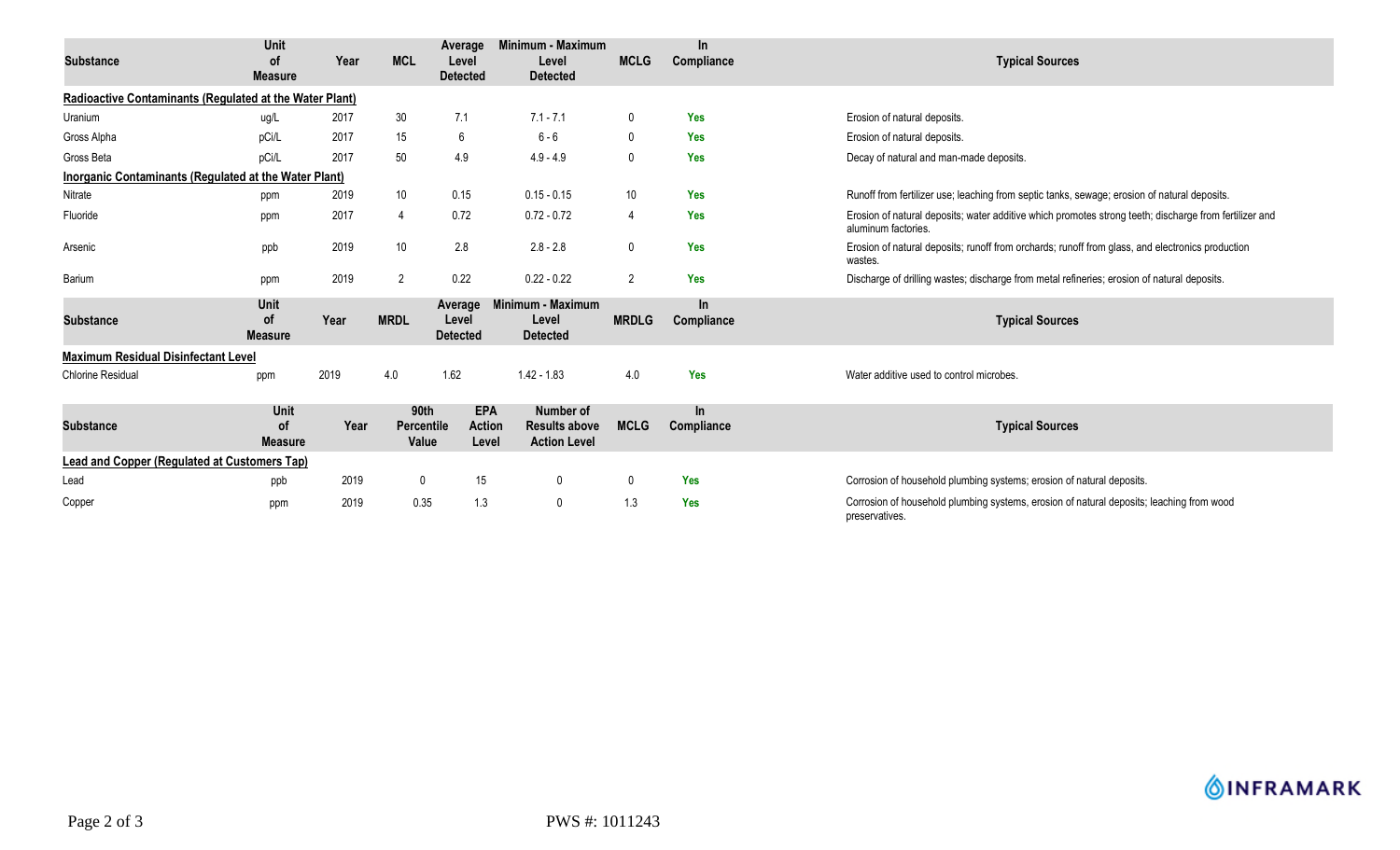| Substance | Unit of Measure | Year | MCL | Average Level Detected | Minimum - Maximum Level Detected | MCLG | In Compliance | Typical Sources |
|---|---|---|---|---|---|---|---|---|
| **Radioactive Contaminants (Regulated at the Water Plant)** | | | | | | | | |
| Uranium | ug/L | 2017 | 30 | 7.1 | 7.1 - 7.1 | 0 | Yes | Erosion of natural deposits. |
| Gross Alpha | pCi/L | 2017 | 15 | 6 | 6 - 6 | 0 | Yes | Erosion of natural deposits. |
| Gross Beta | pCi/L | 2017 | 50 | 4.9 | 4.9 - 4.9 | 0 | Yes | Decay of natural and man-made deposits. |
| **Inorganic Contaminants (Regulated at the Water Plant)** | | | | | | | | |
| Nitrate | ppm | 2019 | 10 | 0.15 | 0.15 - 0.15 | 10 | Yes | Runoff from fertilizer use; leaching from septic tanks, sewage; erosion of natural deposits. |
| Fluoride | ppm | 2017 | 4 | 0.72 | 0.72 - 0.72 | 4 | Yes | Erosion of natural deposits; water additive which promotes strong teeth; discharge from fertilizer and aluminum factories. |
| Arsenic | ppb | 2019 | 10 | 2.8 | 2.8 - 2.8 | 0 | Yes | Erosion of natural deposits; runoff from orchards; runoff from glass, and electronics production wastes. |
| Barium | ppm | 2019 | 2 | 0.22 | 0.22 - 0.22 | 2 | Yes | Discharge of drilling wastes; discharge from metal refineries; erosion of natural deposits. |

| Substance | Unit of Measure | Year | MRDL | Average Level Detected | Minimum - Maximum Level Detected | MRDLG | In Compliance | Typical Sources |
|---|---|---|---|---|---|---|---|---|
| **Maximum Residual Disinfectant Level** | | | | | | | | |
| Chlorine Residual | ppm | 2019 | 4.0 | 1.62 | 1.42 - 1.83 | 4.0 | Yes | Water additive used to control microbes. |

| Substance | Unit of Measure | Year | 90th Percentile Value | EPA Action Level | Number of Results above Action Level | MCLG | In Compliance | Typical Sources |
|---|---|---|---|---|---|---|---|---|
| **Lead and Copper (Regulated at Customers Tap)** | | | | | | | | |
| Lead | ppb | 2019 | 0 | 15 | 0 | 0 | Yes | Corrosion of household plumbing systems; erosion of natural deposits. |
| Copper | ppm | 2019 | 0.35 | 1.3 | 0 | 1.3 | Yes | Corrosion of household plumbing systems, erosion of natural deposits; leaching from wood preservatives. |

INFRAMARK

PWS #: 1011243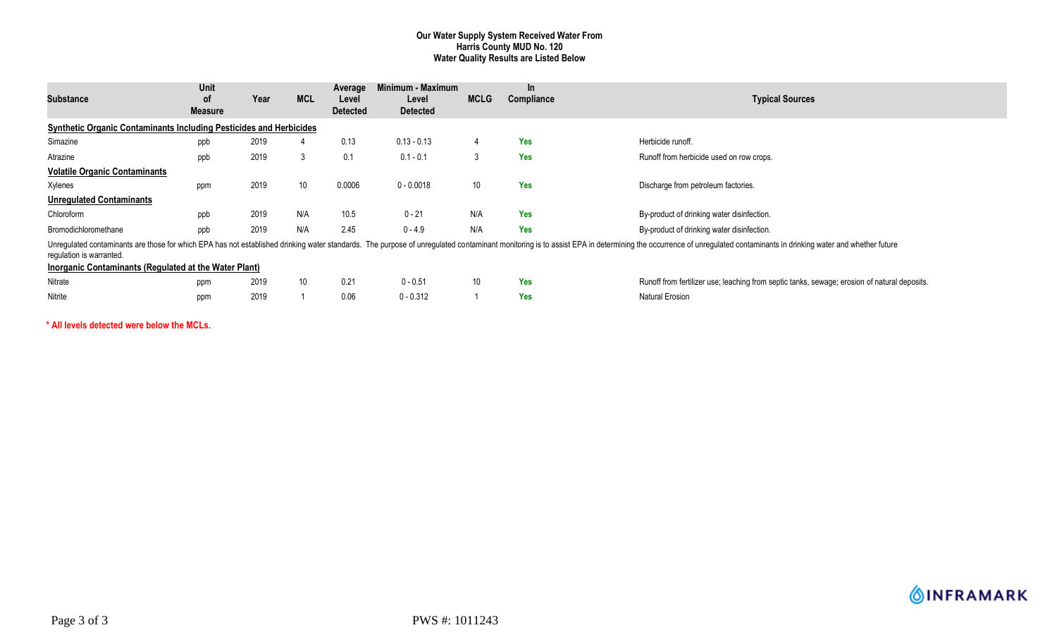**Our Water Supply System Received Water From**
**Harris County MUD No. 120**
**Water Quality Results are Listed Below**

| Substance | Unit of Measure | Year | MCL | Average Level Detected | Minimum - Maximum Level Detected | MCLG | In Compliance | Typical Sources |
|---|---|---|---|---|---|---|---|---|
| **Synthetic Organic Contaminants Including Pesticides and Herbicides** | | | | | | | | |
| Simazine | ppb | 2019 | 4 | 0.13 | 0.13 - 0.13 | 4 | Yes | Herbicide runoff. |
| Atrazine | ppb | 2019 | 3 | 0.1 | 0.1 - 0.1 | 3 | Yes | Runoff from herbicide used on row crops. |
| **Volatile Organic Contaminants** | | | | | | | | |
| Xylenes | ppm | 2019 | 10 | 0.0006 | 0 - 0.0018 | 10 | Yes | Discharge from petroleum factories. |
| **Unregulated Contaminants** | | | | | | | | |
| Chloroform | ppb | 2019 | N/A | 10.5 | 0 - 21 | N/A | Yes | By-product of drinking water disinfection. |
| Bromodichloromethane | ppb | 2019 | N/A | 2.45 | 0 - 4.9 | N/A | Yes | By-product of drinking water disinfection. |
| Unregulated contaminants are those for which EPA has not established drinking water standards. The purpose of unregulated contaminant monitoring is to assist EPA in determining the occurrence of unregulated contaminants in drinking water and whether future regulation is warranted. | | | | | | | | |
| **Inorganic Contaminants (Regulated at the Water Plant)** | | | | | | | | |
| Nitrate | ppm | 2019 | 10 | 0.21 | 0 - 0.51 | 10 | Yes | Runoff from fertilizer use; leaching from septic tanks, sewage; erosion of natural deposits. |
| Nitrite | ppm | 2019 | 1 | 0.06 | 0 - 0.312 | 1 | Yes | Natural Erosion |

**\* All levels detected were below the MCLs.**

INFRAMARK

PWS #: 1011243